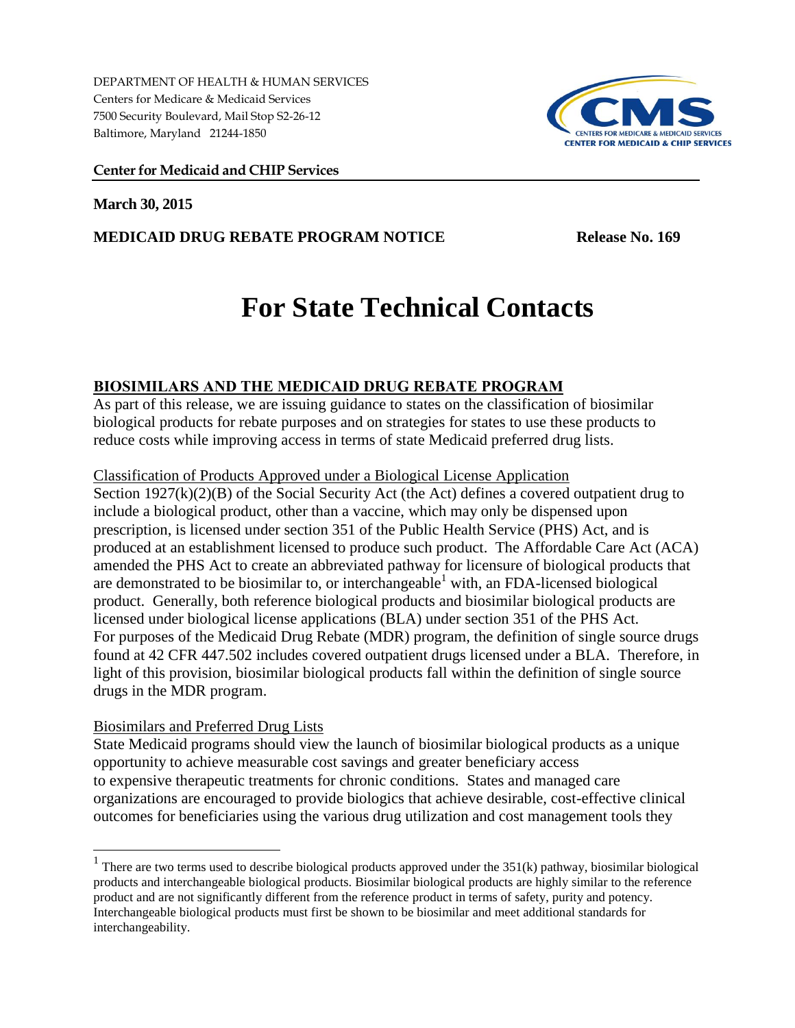DEPARTMENT OF HEALTH & HUMAN SERVICES
Centers for Medicare & Medicaid Services
7500 Security Boulevard, Mail Stop S2-26-12
Baltimore, Maryland 21244-1850

**Center for Medicaid and CHIP Services**

**March 30, 2015**

**MEDICAID DRUG REBATE PROGRAM NOTICE** **Release No. 169**

# For State Technical Contacts

## BIOSIMILARS AND THE MEDICAID DRUG REBATE PROGRAM

As part of this release, we are issuing guidance to states on the classification of biosimilar biological products for rebate purposes and on strategies for states to use these products to reduce costs while improving access in terms of state Medicaid preferred drug lists.

### Classification of Products Approved under a Biological License Application

Section 1927(k)(2)(B) of the Social Security Act (the Act) defines a covered outpatient drug to include a biological product, other than a vaccine, which may only be dispensed upon prescription, is licensed under section 351 of the Public Health Service (PHS) Act, and is produced at an establishment licensed to produce such product. The Affordable Care Act (ACA) amended the PHS Act to create an abbreviated pathway for licensure of biological products that are demonstrated to be biosimilar to, or interchangeable[1] with, an FDA-licensed biological product. Generally, both reference biological products and biosimilar biological products are licensed under biological license applications (BLA) under section 351 of the PHS Act. For purposes of the Medicaid Drug Rebate (MDR) program, the definition of single source drugs found at 42 CFR 447.502 includes covered outpatient drugs licensed under a BLA. Therefore, in light of this provision, biosimilar biological products fall within the definition of single source drugs in the MDR program.

### Biosimilars and Preferred Drug Lists

State Medicaid programs should view the launch of biosimilar biological products as a unique opportunity to achieve measurable cost savings and greater beneficiary access to expensive therapeutic treatments for chronic conditions. States and managed care organizations are encouraged to provide biologics that achieve desirable, cost-effective clinical outcomes for beneficiaries using the various drug utilization and cost management tools they

[1] There are two terms used to describe biological products approved under the 351(k) pathway, biosimilar biological products and interchangeable biological products. Biosimilar biological products are highly similar to the reference product and are not significantly different from the reference product in terms of safety, purity and potency. Interchangeable biological products must first be shown to be biosimilar and meet additional standards for interchangeability.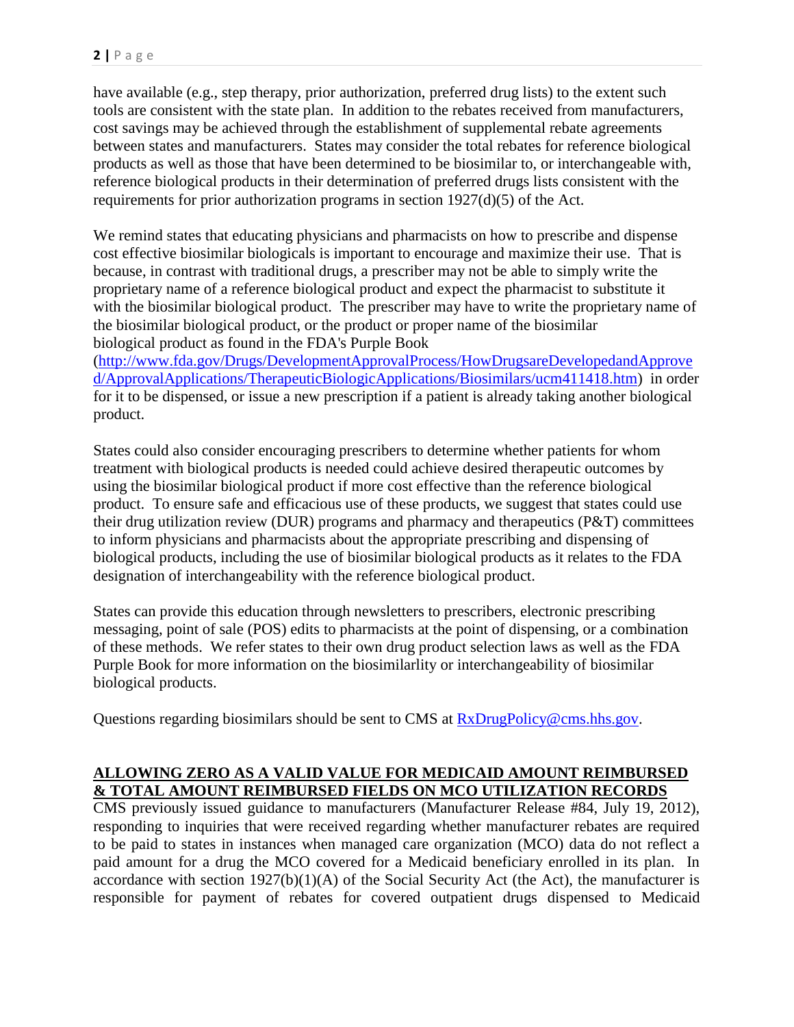have available (e.g., step therapy, prior authorization, preferred drug lists) to the extent such tools are consistent with the state plan. In addition to the rebates received from manufacturers, cost savings may be achieved through the establishment of supplemental rebate agreements between states and manufacturers. States may consider the total rebates for reference biological products as well as those that have been determined to be biosimilar to, or interchangeable with, reference biological products in their determination of preferred drugs lists consistent with the requirements for prior authorization programs in section 1927(d)(5) of the Act.

We remind states that educating physicians and pharmacists on how to prescribe and dispense cost effective biosimilar biologicals is important to encourage and maximize their use. That is because, in contrast with traditional drugs, a prescriber may not be able to simply write the proprietary name of a reference biological product and expect the pharmacist to substitute it with the biosimilar biological product. The prescriber may have to write the proprietary name of the biosimilar biological product, or the product or proper name of the biosimilar biological product as found in the FDA's Purple Book (http://www.fda.gov/Drugs/DevelopmentApprovalProcess/HowDrugsareDevelopedandApproved/ApprovalApplications/TherapeuticBiologicApplications/Biosimilars/ucm411418.htm) in order for it to be dispensed, or issue a new prescription if a patient is already taking another biological product.

States could also consider encouraging prescribers to determine whether patients for whom treatment with biological products is needed could achieve desired therapeutic outcomes by using the biosimilar biological product if more cost effective than the reference biological product. To ensure safe and efficacious use of these products, we suggest that states could use their drug utilization review (DUR) programs and pharmacy and therapeutics (P&T) committees to inform physicians and pharmacists about the appropriate prescribing and dispensing of biological products, including the use of biosimilar biological products as it relates to the FDA designation of interchangeability with the reference biological product.

States can provide this education through newsletters to prescribers, electronic prescribing messaging, point of sale (POS) edits to pharmacists at the point of dispensing, or a combination of these methods. We refer states to their own drug product selection laws as well as the FDA Purple Book for more information on the biosimilarlity or interchangeability of biosimilar biological products.

Questions regarding biosimilars should be sent to CMS at RxDrugPolicy@cms.hhs.gov.

## ALLOWING ZERO AS A VALID VALUE FOR MEDICAID AMOUNT REIMBURSED & TOTAL AMOUNT REIMBURSED FIELDS ON MCO UTILIZATION RECORDS

CMS previously issued guidance to manufacturers (Manufacturer Release #84, July 19, 2012), responding to inquiries that were received regarding whether manufacturer rebates are required to be paid to states in instances when managed care organization (MCO) data do not reflect a paid amount for a drug the MCO covered for a Medicaid beneficiary enrolled in its plan. In accordance with section 1927(b)(1)(A) of the Social Security Act (the Act), the manufacturer is responsible for payment of rebates for covered outpatient drugs dispensed to Medicaid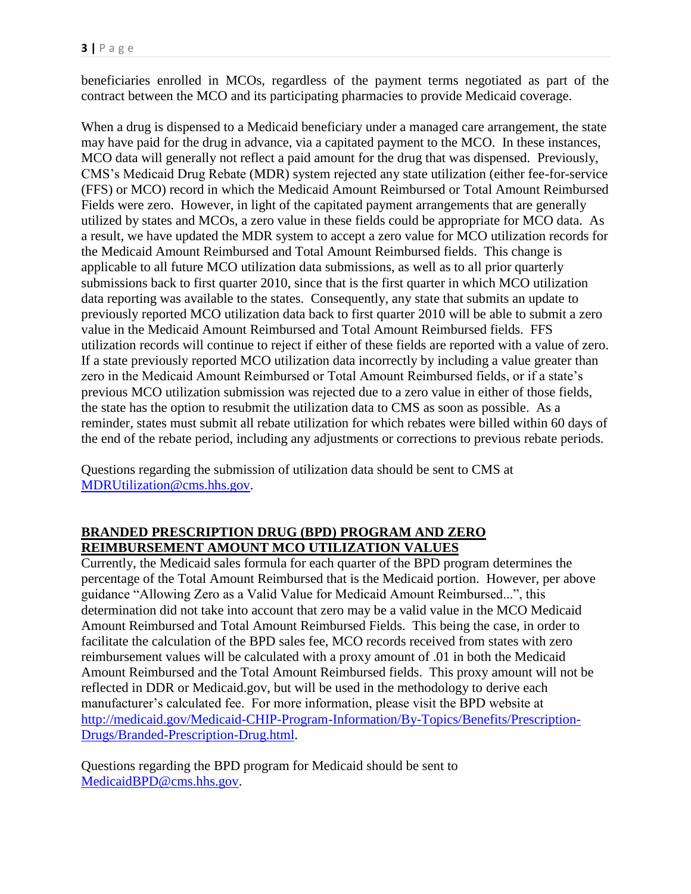beneficiaries enrolled in MCOs, regardless of the payment terms negotiated as part of the contract between the MCO and its participating pharmacies to provide Medicaid coverage.

When a drug is dispensed to a Medicaid beneficiary under a managed care arrangement, the state may have paid for the drug in advance, via a capitated payment to the MCO. In these instances, MCO data will generally not reflect a paid amount for the drug that was dispensed. Previously, CMS's Medicaid Drug Rebate (MDR) system rejected any state utilization (either fee-for-service (FFS) or MCO) record in which the Medicaid Amount Reimbursed or Total Amount Reimbursed Fields were zero. However, in light of the capitated payment arrangements that are generally utilized by states and MCOs, a zero value in these fields could be appropriate for MCO data. As a result, we have updated the MDR system to accept a zero value for MCO utilization records for the Medicaid Amount Reimbursed and Total Amount Reimbursed fields. This change is applicable to all future MCO utilization data submissions, as well as to all prior quarterly submissions back to first quarter 2010, since that is the first quarter in which MCO utilization data reporting was available to the states. Consequently, any state that submits an update to previously reported MCO utilization data back to first quarter 2010 will be able to submit a zero value in the Medicaid Amount Reimbursed and Total Amount Reimbursed fields. FFS utilization records will continue to reject if either of these fields are reported with a value of zero. If a state previously reported MCO utilization data incorrectly by including a value greater than zero in the Medicaid Amount Reimbursed or Total Amount Reimbursed fields, or if a state's previous MCO utilization submission was rejected due to a zero value in either of those fields, the state has the option to resubmit the utilization data to CMS as soon as possible. As a reminder, states must submit all rebate utilization for which rebates were billed within 60 days of the end of the rebate period, including any adjustments or corrections to previous rebate periods.

Questions regarding the submission of utilization data should be sent to CMS at [MDRUtilization@cms.hhs.gov](mailto:MDRUtilization@cms.hhs.gov).

## BRANDED PRESCRIPTION DRUG (BPD) PROGRAM AND ZERO REIMBURSEMENT AMOUNT MCO UTILIZATION VALUES

Currently, the Medicaid sales formula for each quarter of the BPD program determines the percentage of the Total Amount Reimbursed that is the Medicaid portion. However, per above guidance "Allowing Zero as a Valid Value for Medicaid Amount Reimbursed...", this determination did not take into account that zero may be a valid value in the MCO Medicaid Amount Reimbursed and Total Amount Reimbursed Fields. This being the case, in order to facilitate the calculation of the BPD sales fee, MCO records received from states with zero reimbursement values will be calculated with a proxy amount of .01 in both the Medicaid Amount Reimbursed and the Total Amount Reimbursed fields. This proxy amount will not be reflected in DDR or Medicaid.gov, but will be used in the methodology to derive each manufacturer's calculated fee. For more information, please visit the BPD website at [http://medicaid.gov/Medicaid-CHIP-Program-Information/By-Topics/Benefits/Prescription-Drugs/Branded-Prescription-Drug.html](http://medicaid.gov/Medicaid-CHIP-Program-Information/By-Topics/Benefits/Prescription-Drugs/Branded-Prescription-Drug.html).

Questions regarding the BPD program for Medicaid should be sent to [MedicaidBPD@cms.hhs.gov](mailto:MedicaidBPD@cms.hhs.gov).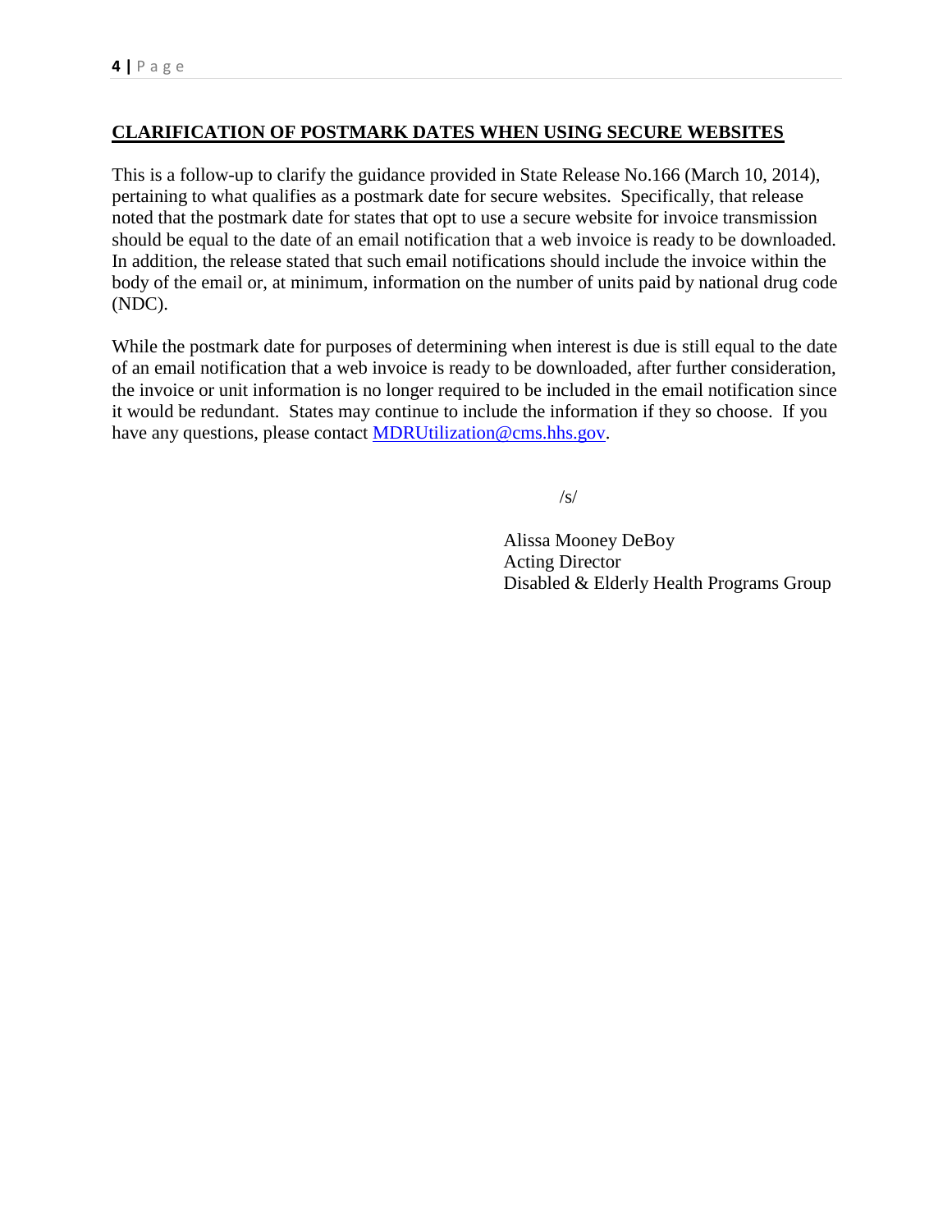## CLARIFICATION OF POSTMARK DATES WHEN USING SECURE WEBSITES

This is a follow-up to clarify the guidance provided in State Release No.166 (March 10, 2014), pertaining to what qualifies as a postmark date for secure websites. Specifically, that release noted that the postmark date for states that opt to use a secure website for invoice transmission should be equal to the date of an email notification that a web invoice is ready to be downloaded. In addition, the release stated that such email notifications should include the invoice within the body of the email or, at minimum, information on the number of units paid by national drug code (NDC).

While the postmark date for purposes of determining when interest is due is still equal to the date of an email notification that a web invoice is ready to be downloaded, after further consideration, the invoice or unit information is no longer required to be included in the email notification since it would be redundant. States may continue to include the information if they so choose. If you have any questions, please contact [MDRUtilization@cms.hhs.gov](mailto:MDRUtilization@cms.hhs.gov).

/s/

Alissa Mooney DeBoy
Acting Director
Disabled & Elderly Health Programs Group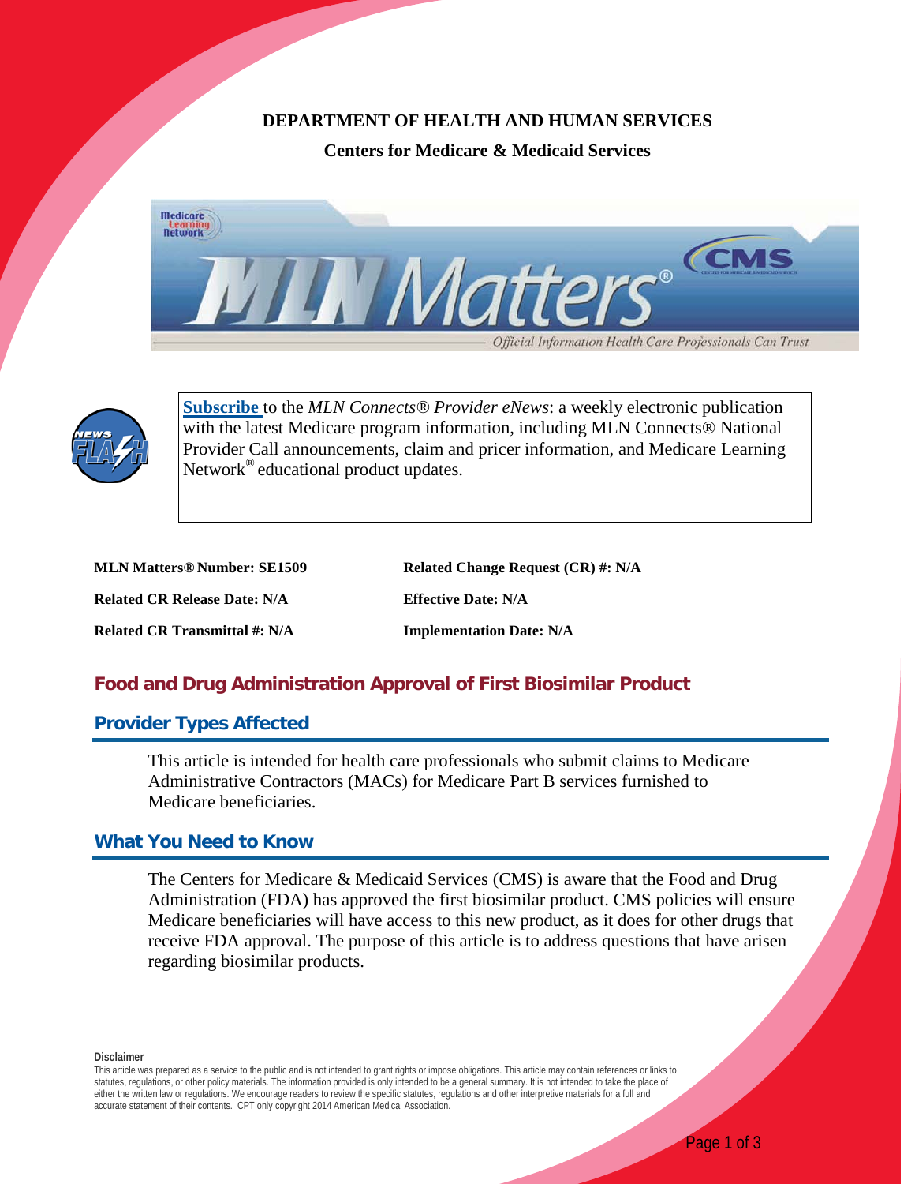**DEPARTMENT OF HEALTH AND HUMAN SERVICES**

**Centers for Medicare & Medicaid Services**

[Subscribe](#) to the *MLN Connects® Provider eNews*: a weekly electronic publication with the latest Medicare program information, including MLN Connects® National Provider Call announcements, claim and pricer information, and Medicare Learning Network® educational product updates.

| | |
|---|---|
| **MLN Matters® Number: SE1509** | **Related Change Request (CR) #: N/A** |
| **Related CR Release Date: N/A** | **Effective Date: N/A** |
| **Related CR Transmittal #: N/A** | **Implementation Date: N/A** |

# Food and Drug Administration Approval of First Biosimilar Product

## Provider Types Affected

This article is intended for health care professionals who submit claims to Medicare Administrative Contractors (MACs) for Medicare Part B services furnished to Medicare beneficiaries.

## What You Need to Know

The Centers for Medicare & Medicaid Services (CMS) is aware that the Food and Drug Administration (FDA) has approved the first biosimilar product. CMS policies will ensure Medicare beneficiaries will have access to this new product, as it does for other drugs that receive FDA approval. The purpose of this article is to address questions that have arisen regarding biosimilar products.

**Disclaimer**

This article was prepared as a service to the public and is not intended to grant rights or impose obligations. This article may contain references or links to statutes, regulations, or other policy materials. The information provided is only intended to be a general summary. It is not intended to take the place of either the written law or regulations. We encourage readers to review the specific statutes, regulations and other interpretive materials for a full and accurate statement of their contents. CPT only copyright 2014 American Medical Association.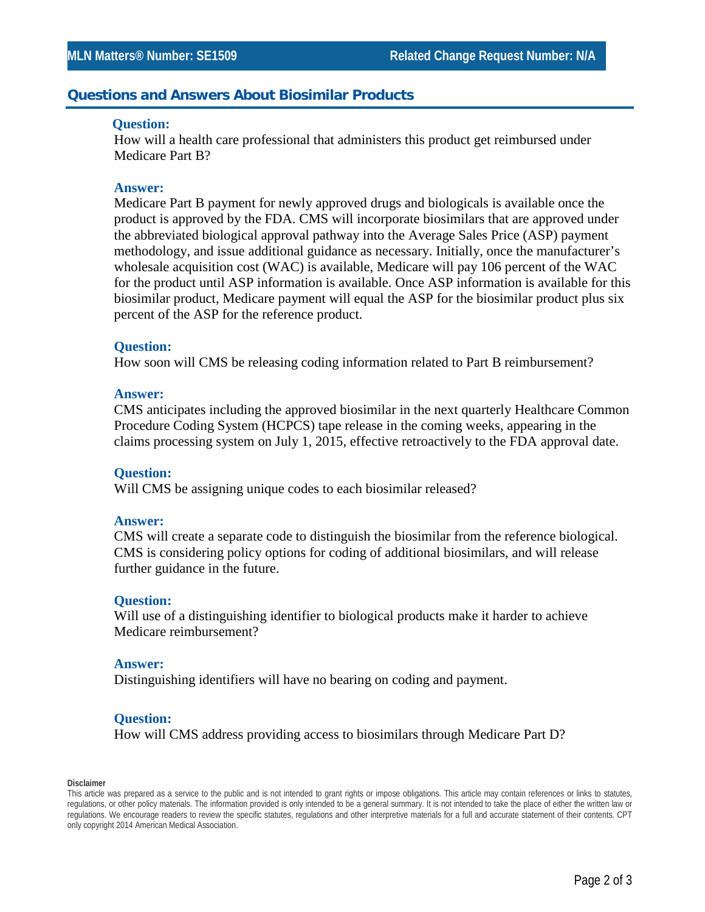## Questions and Answers About Biosimilar Products

**Question:**
How will a health care professional that administers this product get reimbursed under Medicare Part B?

**Answer:**
Medicare Part B payment for newly approved drugs and biologicals is available once the product is approved by the FDA. CMS will incorporate biosimilars that are approved under the abbreviated biological approval pathway into the Average Sales Price (ASP) payment methodology, and issue additional guidance as necessary. Initially, once the manufacturer's wholesale acquisition cost (WAC) is available, Medicare will pay 106 percent of the WAC for the product until ASP information is available. Once ASP information is available for this biosimilar product, Medicare payment will equal the ASP for the biosimilar product plus six percent of the ASP for the reference product.

**Question:**
How soon will CMS be releasing coding information related to Part B reimbursement?

**Answer:**
CMS anticipates including the approved biosimilar in the next quarterly Healthcare Common Procedure Coding System (HCPCS) tape release in the coming weeks, appearing in the claims processing system on July 1, 2015, effective retroactively to the FDA approval date.

**Question:**
Will CMS be assigning unique codes to each biosimilar released?

**Answer:**
CMS will create a separate code to distinguish the biosimilar from the reference biological. CMS is considering policy options for coding of additional biosimilars, and will release further guidance in the future.

**Question:**
Will use of a distinguishing identifier to biological products make it harder to achieve Medicare reimbursement?

**Answer:**
Distinguishing identifiers will have no bearing on coding and payment.

**Question:**
How will CMS address providing access to biosimilars through Medicare Part D?

**Disclaimer**

This article was prepared as a service to the public and is not intended to grant rights or impose obligations. This article may contain references or links to statutes, regulations, or other policy materials. The information provided is only intended to be a general summary. It is not intended to take the place of either the written law or regulations. We encourage readers to review the specific statutes, regulations and other interpretive materials for a full and accurate statement of their contents. CPT only copyright 2014 American Medical Association.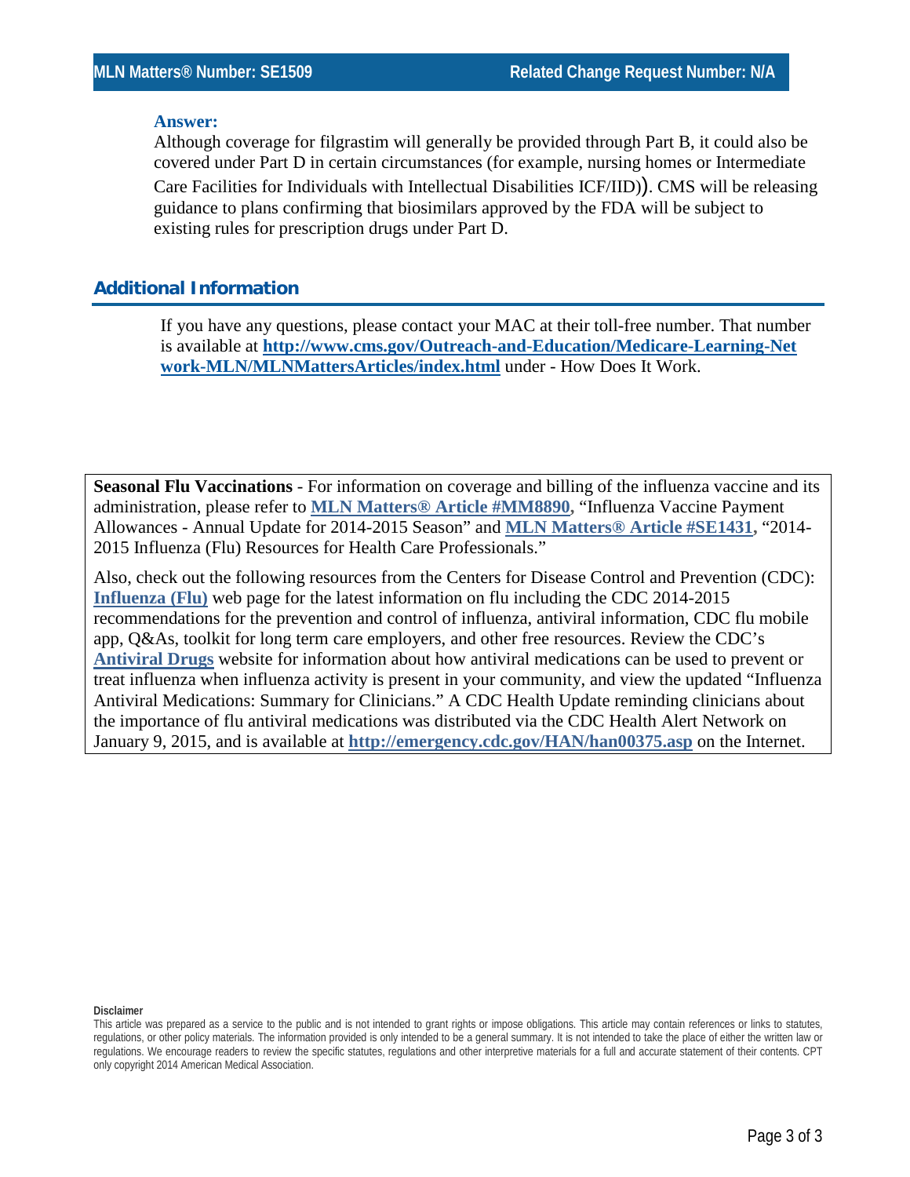**Answer:**

Although coverage for filgrastim will generally be provided through Part B, it could also be covered under Part D in certain circumstances (for example, nursing homes or Intermediate Care Facilities for Individuals with Intellectual Disabilities ICF/IID)). CMS will be releasing guidance to plans confirming that biosimilars approved by the FDA will be subject to existing rules for prescription drugs under Part D.

## Additional Information

If you have any questions, please contact your MAC at their toll-free number. That number is available at **http://www.cms.gov/Outreach-and-Education/Medicare-Learning-Network-MLN/MLNMattersArticles/index.html** under - How Does It Work.

**Seasonal Flu Vaccinations** - For information on coverage and billing of the influenza vaccine and its administration, please refer to **MLN Matters® Article #MM8890**, "Influenza Vaccine Payment Allowances - Annual Update for 2014-2015 Season" and **MLN Matters® Article #SE1431**, "2014-2015 Influenza (Flu) Resources for Health Care Professionals."

Also, check out the following resources from the Centers for Disease Control and Prevention (CDC): **Influenza (Flu)** web page for the latest information on flu including the CDC 2014-2015 recommendations for the prevention and control of influenza, antiviral information, CDC flu mobile app, Q&As, toolkit for long term care employers, and other free resources. Review the CDC's **Antiviral Drugs** website for information about how antiviral medications can be used to prevent or treat influenza when influenza activity is present in your community, and view the updated "Influenza Antiviral Medications: Summary for Clinicians." A CDC Health Update reminding clinicians about the importance of flu antiviral medications was distributed via the CDC Health Alert Network on January 9, 2015, and is available at **http://emergency.cdc.gov/HAN/han00375.asp** on the Internet.

**Disclaimer**

This article was prepared as a service to the public and is not intended to grant rights or impose obligations. This article may contain references or links to statutes, regulations, or other policy materials. The information provided is only intended to be a general summary. It is not intended to take the place of either the written law or regulations. We encourage readers to review the specific statutes, regulations and other interpretive materials for a full and accurate statement of their contents. CPT only copyright 2014 American Medical Association.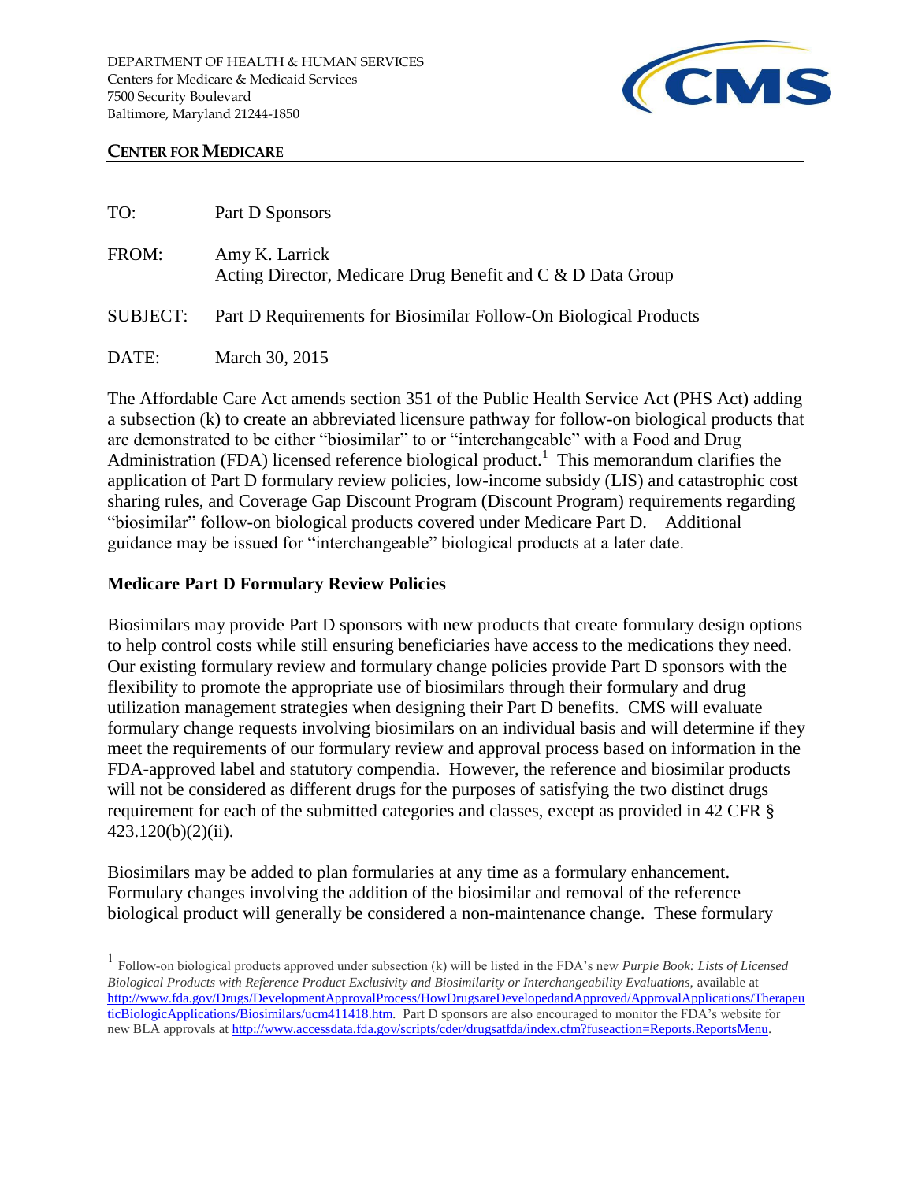DEPARTMENT OF HEALTH & HUMAN SERVICES
Centers for Medicare & Medicaid Services
7500 Security Boulevard
Baltimore, Maryland 21244-1850

**CENTER FOR MEDICARE**

TO: Part D Sponsors

FROM: Amy K. Larrick
Acting Director, Medicare Drug Benefit and C & D Data Group

SUBJECT: Part D Requirements for Biosimilar Follow-On Biological Products

DATE: March 30, 2015

The Affordable Care Act amends section 351 of the Public Health Service Act (PHS Act) adding a subsection (k) to create an abbreviated licensure pathway for follow-on biological products that are demonstrated to be either "biosimilar" to or "interchangeable" with a Food and Drug Administration (FDA) licensed reference biological product.[1] This memorandum clarifies the application of Part D formulary review policies, low-income subsidy (LIS) and catastrophic cost sharing rules, and Coverage Gap Discount Program (Discount Program) requirements regarding "biosimilar" follow-on biological products covered under Medicare Part D. Additional guidance may be issued for "interchangeable" biological products at a later date.

## Medicare Part D Formulary Review Policies

Biosimilars may provide Part D sponsors with new products that create formulary design options to help control costs while still ensuring beneficiaries have access to the medications they need. Our existing formulary review and formulary change policies provide Part D sponsors with the flexibility to promote the appropriate use of biosimilars through their formulary and drug utilization management strategies when designing their Part D benefits. CMS will evaluate formulary change requests involving biosimilars on an individual basis and will determine if they meet the requirements of our formulary review and approval process based on information in the FDA-approved label and statutory compendia. However, the reference and biosimilar products will not be considered as different drugs for the purposes of satisfying the two distinct drugs requirement for each of the submitted categories and classes, except as provided in 42 CFR § 423.120(b)(2)(ii).

Biosimilars may be added to plan formularies at any time as a formulary enhancement. Formulary changes involving the addition of the biosimilar and removal of the reference biological product will generally be considered a non-maintenance change. These formulary

---

[1] Follow-on biological products approved under subsection (k) will be listed in the FDA's new *Purple Book: Lists of Licensed Biological Products with Reference Product Exclusivity and Biosimilarity or Interchangeability Evaluations*, available at http://www.fda.gov/Drugs/DevelopmentApprovalProcess/HowDrugsareDevelopedandApproved/ApprovalApplications/TherapeuticBiologicApplications/Biosimilars/ucm411418.htm. Part D sponsors are also encouraged to monitor the FDA's website for new BLA approvals at http://www.accessdata.fda.gov/scripts/cder/drugsatfda/index.cfm?fuseaction=Reports.ReportsMenu.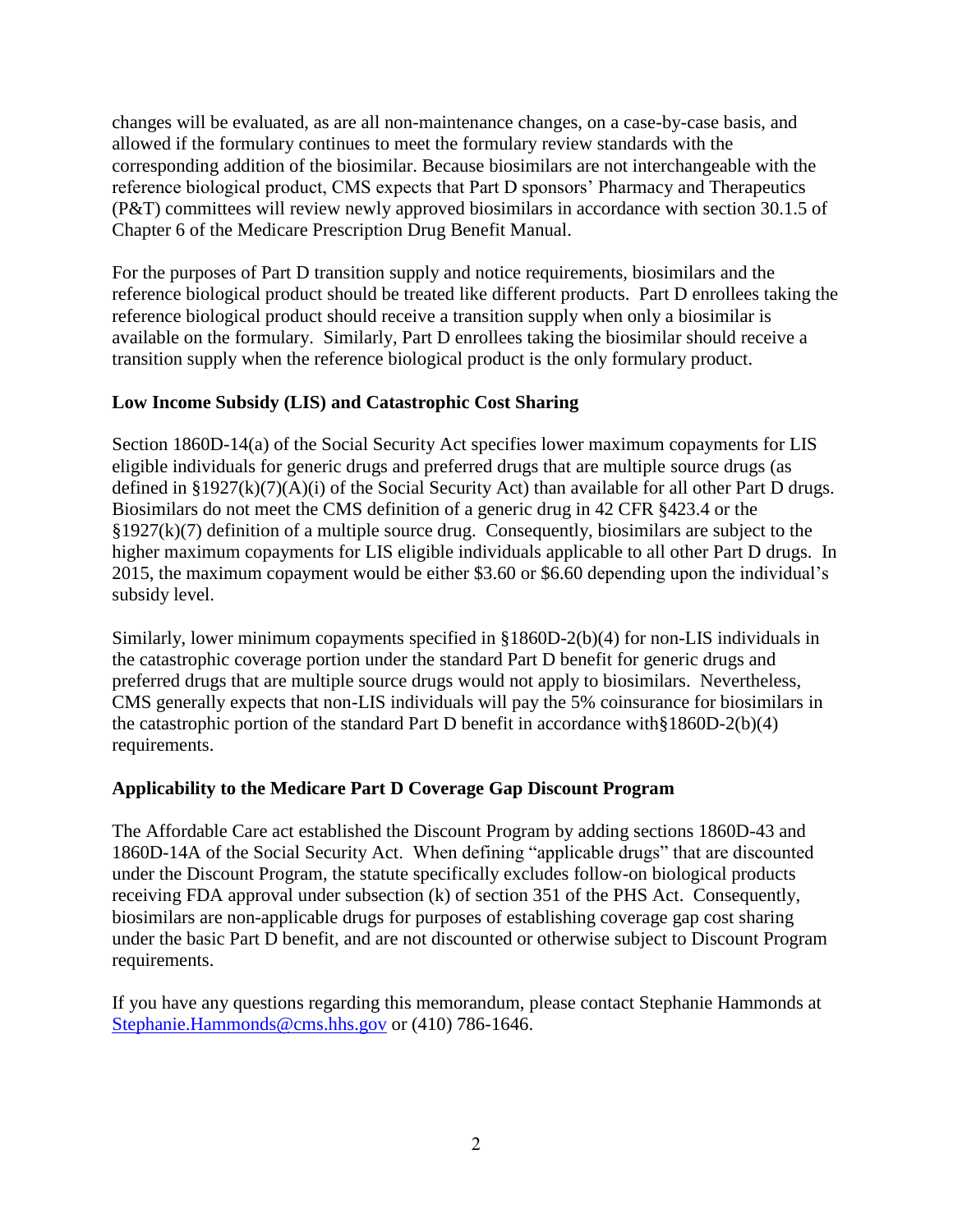changes will be evaluated, as are all non-maintenance changes, on a case-by-case basis, and allowed if the formulary continues to meet the formulary review standards with the corresponding addition of the biosimilar. Because biosimilars are not interchangeable with the reference biological product, CMS expects that Part D sponsors' Pharmacy and Therapeutics (P&T) committees will review newly approved biosimilars in accordance with section 30.1.5 of Chapter 6 of the Medicare Prescription Drug Benefit Manual.

For the purposes of Part D transition supply and notice requirements, biosimilars and the reference biological product should be treated like different products. Part D enrollees taking the reference biological product should receive a transition supply when only a biosimilar is available on the formulary. Similarly, Part D enrollees taking the biosimilar should receive a transition supply when the reference biological product is the only formulary product.

**Low Income Subsidy (LIS) and Catastrophic Cost Sharing**

Section 1860D-14(a) of the Social Security Act specifies lower maximum copayments for LIS eligible individuals for generic drugs and preferred drugs that are multiple source drugs (as defined in §1927(k)(7)(A)(i) of the Social Security Act) than available for all other Part D drugs. Biosimilars do not meet the CMS definition of a generic drug in 42 CFR §423.4 or the §1927(k)(7) definition of a multiple source drug. Consequently, biosimilars are subject to the higher maximum copayments for LIS eligible individuals applicable to all other Part D drugs. In 2015, the maximum copayment would be either $3.60 or $6.60 depending upon the individual's subsidy level.

Similarly, lower minimum copayments specified in §1860D-2(b)(4) for non-LIS individuals in the catastrophic coverage portion under the standard Part D benefit for generic drugs and preferred drugs that are multiple source drugs would not apply to biosimilars. Nevertheless, CMS generally expects that non-LIS individuals will pay the 5% coinsurance for biosimilars in the catastrophic portion of the standard Part D benefit in accordance with§1860D-2(b)(4) requirements.

**Applicability to the Medicare Part D Coverage Gap Discount Program**

The Affordable Care act established the Discount Program by adding sections 1860D-43 and 1860D-14A of the Social Security Act. When defining "applicable drugs" that are discounted under the Discount Program, the statute specifically excludes follow-on biological products receiving FDA approval under subsection (k) of section 351 of the PHS Act. Consequently, biosimilars are non-applicable drugs for purposes of establishing coverage gap cost sharing under the basic Part D benefit, and are not discounted or otherwise subject to Discount Program requirements.

If you have any questions regarding this memorandum, please contact Stephanie Hammonds at Stephanie.Hammonds@cms.hhs.gov or (410) 786-1646.